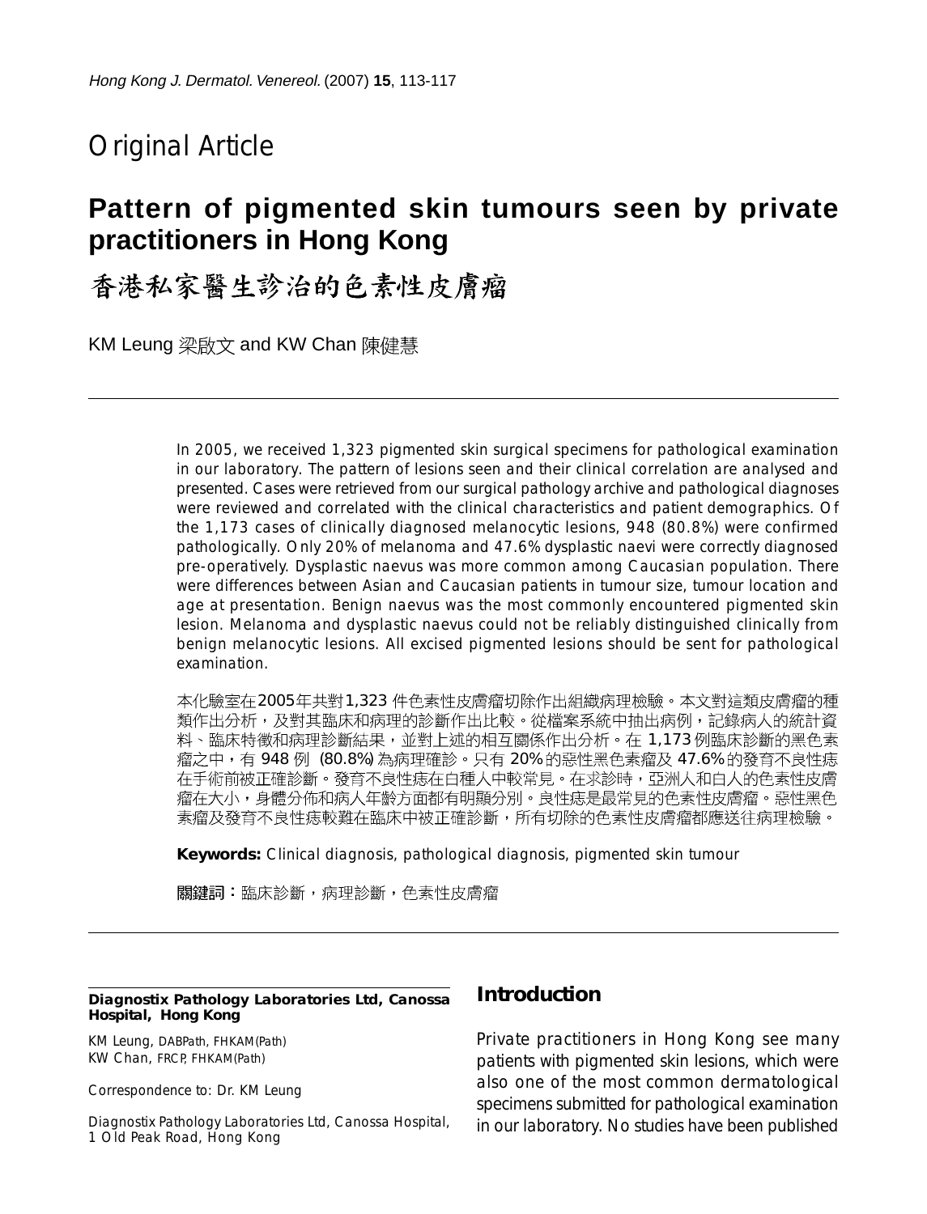## Original Article

# Pattern of pigmented skin tumours seen by private practitioners in Hong Kong

# 香港私家醫生診治的色素性皮膚瘤

KM Leung 梁啟文 and KW Chan 陳健慧

In 2005, we received 1,323 pigmented skin surgical specimens for pathological examination in our laboratory. The pattern of lesions seen and their clinical correlation are analysed and presented. Cases were retrieved from our surgical pathology archive and pathological diagnoses were reviewed and correlated with the clinical characteristics and patient demographics. Of the 1,173 cases of clinically diagnosed melanocytic lesions, 948 (80.8%) were confirmed pathologically. Only 20% of melanoma and 47.6% dysplastic naevi were correctly diagnosed pre-operatively. Dysplastic naevus was more common among Caucasian population. There were differences between Asian and Caucasian patients in tumour size, tumour location and age at presentation. Benign naevus was the most commonly encountered pigmented skin lesion. Melanoma and dysplastic naevus could not be reliably distinguished clinically from benign melanocytic lesions. All excised pigmented lesions should be sent for pathological examination.

本化驗室在2005年共對1,323 件色素性皮膚瘤切除作出組織病理檢驗。本文對這類皮膚瘤的種類作出分析，及對其臨床和病理的診斷作出比較。從檔案系統中抽出病例，記錄病人的統計資料、臨床特徵和病理診斷結果，並對上述的相互關係作出分析。在 1,173 例臨床診斷的黑色素瘤之中，有 948 例 (80.8%) 為病理確診。只有 20% 的惡性黑色素瘤及 47.6% 的發育不良性痣在手術前被正確診斷。發育不良性痣在白種人中較常見。在求診時，亞洲人和白人的色素性皮膚瘤在大小，身體分佈和病人年齡方面都有明顯分別。良性痣是最常見的色素性皮膚瘤。惡性黑色素瘤及發育不良性痣較難在臨床中被正確診斷，所有切除的色素性皮膚瘤都應送往病理檢驗。

**Keywords:** Clinical diagnosis, pathological diagnosis, pigmented skin tumour

**關鍵詞：**臨床診斷，病理診斷，色素性皮膚瘤

**Diagnostix Pathology Laboratories Ltd, Canossa Hospital, Hong Kong**

KM Leung, DABPath, FHKAM(Path)
KW Chan, FRCP, FHKAM(Path)

Correspondence to: Dr. KM Leung

Diagnostix Pathology Laboratories Ltd, Canossa Hospital, 1 Old Peak Road, Hong Kong

## Introduction

Private practitioners in Hong Kong see many patients with pigmented skin lesions, which were also one of the most common dermatological specimens submitted for pathological examination in our laboratory. No studies have been published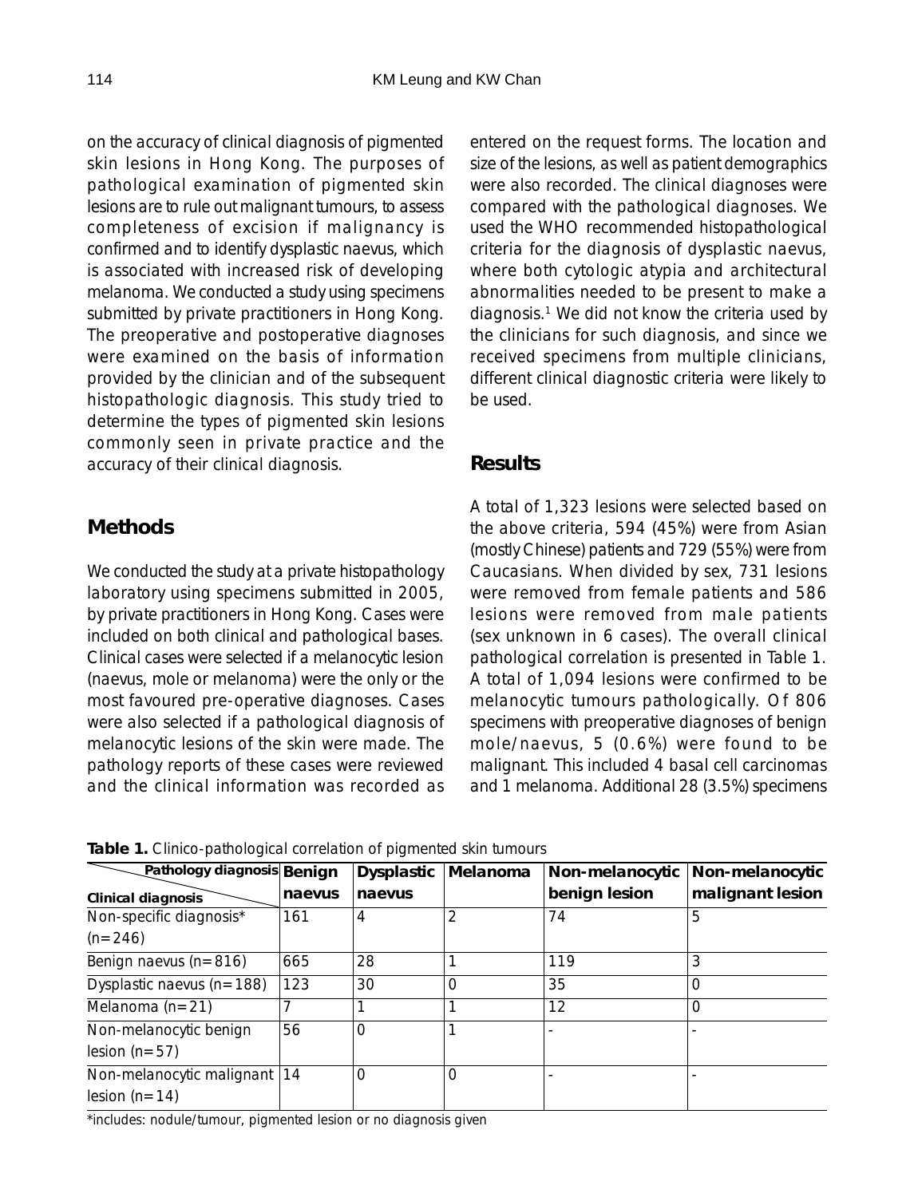on the accuracy of clinical diagnosis of pigmented skin lesions in Hong Kong. The purposes of pathological examination of pigmented skin lesions are to rule out malignant tumours, to assess completeness of excision if malignancy is confirmed and to identify dysplastic naevus, which is associated with increased risk of developing melanoma. We conducted a study using specimens submitted by private practitioners in Hong Kong. The preoperative and postoperative diagnoses were examined on the basis of information provided by the clinician and of the subsequent histopathologic diagnosis. This study tried to determine the types of pigmented skin lesions commonly seen in private practice and the accuracy of their clinical diagnosis.

## Methods

We conducted the study at a private histopathology laboratory using specimens submitted in 2005, by private practitioners in Hong Kong. Cases were included on both clinical and pathological bases. Clinical cases were selected if a melanocytic lesion (naevus, mole or melanoma) were the only or the most favoured pre-operative diagnoses. Cases were also selected if a pathological diagnosis of melanocytic lesions of the skin were made. The pathology reports of these cases were reviewed and the clinical information was recorded as entered on the request forms. The location and size of the lesions, as well as patient demographics were also recorded. The clinical diagnoses were compared with the pathological diagnoses. We used the WHO recommended histopathological criteria for the diagnosis of dysplastic naevus, where both cytologic atypia and architectural abnormalities needed to be present to make a diagnosis.[1] We did not know the criteria used by the clinicians for such diagnosis, and since we received specimens from multiple clinicians, different clinical diagnostic criteria were likely to be used.

## Results

A total of 1,323 lesions were selected based on the above criteria, 594 (45%) were from Asian (mostly Chinese) patients and 729 (55%) were from Caucasians. When divided by sex, 731 lesions were removed from female patients and 586 lesions were removed from male patients (sex unknown in 6 cases). The overall clinical pathological correlation is presented in Table 1. A total of 1,094 lesions were confirmed to be melanocytic tumours pathologically. Of 806 specimens with preoperative diagnoses of benign mole/naevus, 5 (0.6%) were found to be malignant. This included 4 basal cell carcinomas and 1 melanoma. Additional 28 (3.5%) specimens

**Table 1.** Clinico-pathological correlation of pigmented skin tumours

| Clinical diagnosis \ Pathology diagnosis | Benign naevus | Dysplastic naevus | Melanoma | Non-melanocytic benign lesion | Non-melanocytic malignant lesion |
|---|---|---|---|---|---|
| Non-specific diagnosis* (n=246) | 161 | 4 | 2 | 74 | 5 |
| Benign naevus (n=816) | 665 | 28 | 1 | 119 | 3 |
| Dysplastic naevus (n=188) | 123 | 30 | 0 | 35 | 0 |
| Melanoma (n=21) | 7 | 1 | 1 | 12 | 0 |
| Non-melanocytic benign lesion (n=57) | 56 | 0 | 1 | - | - |
| Non-melanocytic malignant lesion (n=14) | 14 | 0 | 0 | - | - |

*includes: nodule/tumour, pigmented lesion or no diagnosis given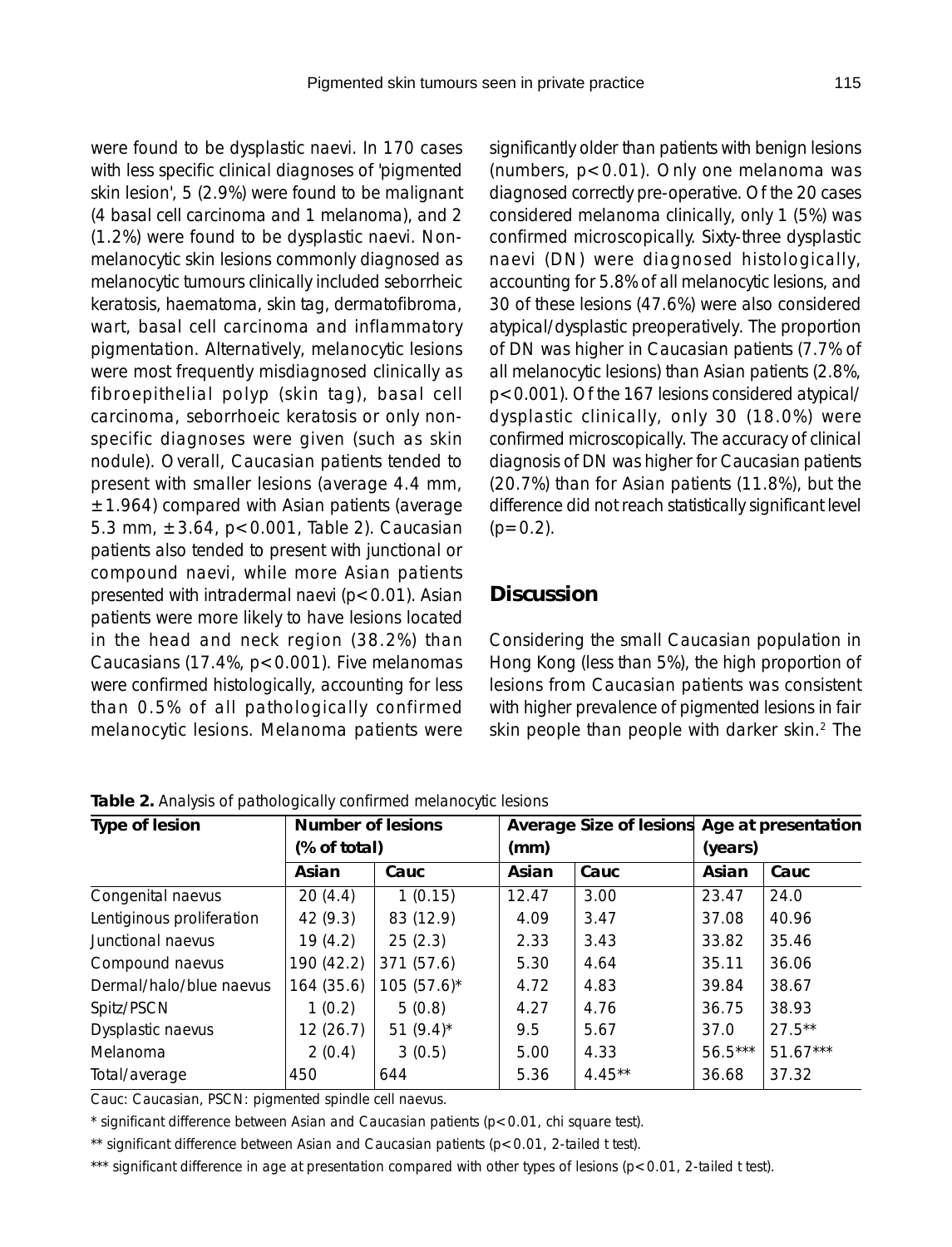were found to be dysplastic naevi. In 170 cases with less specific clinical diagnoses of 'pigmented skin lesion', 5 (2.9%) were found to be malignant (4 basal cell carcinoma and 1 melanoma), and 2 (1.2%) were found to be dysplastic naevi. Non-melanocytic skin lesions commonly diagnosed as melanocytic tumours clinically included seborrheic keratosis, haematoma, skin tag, dermatofibroma, wart, basal cell carcinoma and inflammatory pigmentation. Alternatively, melanocytic lesions were most frequently misdiagnosed clinically as fibroepithelial polyp (skin tag), basal cell carcinoma, seborrhoeic keratosis or only non-specific diagnoses were given (such as skin nodule). Overall, Caucasian patients tended to present with smaller lesions (average 4.4 mm, ±1.964) compared with Asian patients (average 5.3 mm, ±3.64, $p<0.001$, Table 2). Caucasian patients also tended to present with junctional or compound naevi, while more Asian patients presented with intradermal naevi ($p<0.01$). Asian patients were more likely to have lesions located in the head and neck region (38.2%) than Caucasians (17.4%, $p<0.001$). Five melanomas were confirmed histologically, accounting for less than 0.5% of all pathologically confirmed melanocytic lesions. Melanoma patients were significantly older than patients with benign lesions (numbers, $p<0.01$). Only one melanoma was diagnosed correctly pre-operative. Of the 20 cases considered melanoma clinically, only 1 (5%) was confirmed microscopically. Sixty-three dysplastic naevi (DN) were diagnosed histologically, accounting for 5.8% of all melanocytic lesions, and 30 of these lesions (47.6%) were also considered atypical/dysplastic preoperatively. The proportion of DN was higher in Caucasian patients (7.7% of all melanocytic lesions) than Asian patients (2.8%, $p<0.001$). Of the 167 lesions considered atypical/dysplastic clinically, only 30 (18.0%) were confirmed microscopically. The accuracy of clinical diagnosis of DN was higher for Caucasian patients (20.7%) than for Asian patients (11.8%), but the difference did not reach statistically significant level ($p=0.2$).

## Discussion

Considering the small Caucasian population in Hong Kong (less than 5%), the high proportion of lesions from Caucasian patients was consistent with higher prevalence of pigmented lesions in fair skin people than people with darker skin.[2] The

**Table 2.** Analysis of pathologically confirmed melanocytic lesions

| Type of lesion | Number of lesions (% of total) | | Average Size of lesions (mm) | | Age at presentation (years) | |
|---|---|---|---|---|---|---|
| | Asian | Cauc | Asian | Cauc | Asian | Cauc |
| Congenital naevus | 20 (4.4) | 1 (0.15) | 12.47 | 3.00 | 23.47 | 24.0 |
| Lentiginous proliferation | 42 (9.3) | 83 (12.9) | 4.09 | 3.47 | 37.08 | 40.96 |
| Junctional naevus | 19 (4.2) | 25 (2.3) | 2.33 | 3.43 | 33.82 | 35.46 |
| Compound naevus | 190 (42.2) | 371 (57.6) | 5.30 | 4.64 | 35.11 | 36.06 |
| Dermal/halo/blue naevus | 164 (35.6) | 105 (57.6)* | 4.72 | 4.83 | 39.84 | 38.67 |
| Spitz/PSCN | 1 (0.2) | 5 (0.8) | 4.27 | 4.76 | 36.75 | 38.93 |
| Dysplastic naevus | 12 (26.7) | 51 (9.4)* | 9.5 | 5.67 | 37.0 | 27.5** |
| Melanoma | 2 (0.4) | 3 (0.5) | 5.00 | 4.33 | 56.5*** | 51.67*** |
| Total/average | 450 | 644 | 5.36 | 4.45** | 36.68 | 37.32 |

Cauc: Caucasian, PSCN: pigmented spindle cell naevus.

* significant difference between Asian and Caucasian patients ($p<0.01$, chi square test).

** significant difference between Asian and Caucasian patients ($p<0.01$, 2-tailed t test).

*** significant difference in age at presentation compared with other types of lesions ($p<0.01$, 2-tailed t test).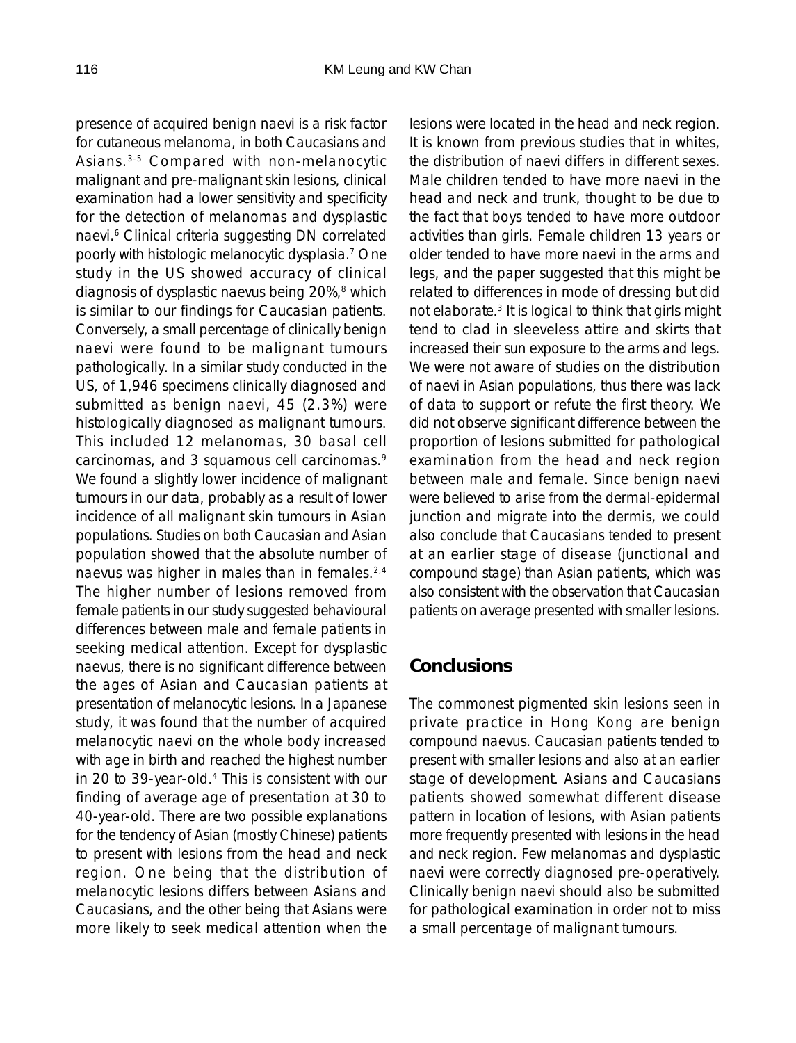presence of acquired benign naevi is a risk factor for cutaneous melanoma, in both Caucasians and Asians.[3-5] Compared with non-melanocytic malignant and pre-malignant skin lesions, clinical examination had a lower sensitivity and specificity for the detection of melanomas and dysplastic naevi.[6] Clinical criteria suggesting DN correlated poorly with histologic melanocytic dysplasia.[7] One study in the US showed accuracy of clinical diagnosis of dysplastic naevus being 20%,[8] which is similar to our findings for Caucasian patients. Conversely, a small percentage of clinically benign naevi were found to be malignant tumours pathologically. In a similar study conducted in the US, of 1,946 specimens clinically diagnosed and submitted as benign naevi, 45 (2.3%) were histologically diagnosed as malignant tumours. This included 12 melanomas, 30 basal cell carcinomas, and 3 squamous cell carcinomas.[9] We found a slightly lower incidence of malignant tumours in our data, probably as a result of lower incidence of all malignant skin tumours in Asian populations. Studies on both Caucasian and Asian population showed that the absolute number of naevus was higher in males than in females.[2,4] The higher number of lesions removed from female patients in our study suggested behavioural differences between male and female patients in seeking medical attention. Except for dysplastic naevus, there is no significant difference between the ages of Asian and Caucasian patients at presentation of melanocytic lesions. In a Japanese study, it was found that the number of acquired melanocytic naevi on the whole body increased with age in birth and reached the highest number in 20 to 39-year-old.[4] This is consistent with our finding of average age of presentation at 30 to 40-year-old. There are two possible explanations for the tendency of Asian (mostly Chinese) patients to present with lesions from the head and neck region. One being that the distribution of melanocytic lesions differs between Asians and Caucasians, and the other being that Asians were more likely to seek medical attention when the lesions were located in the head and neck region. It is known from previous studies that in whites, the distribution of naevi differs in different sexes. Male children tended to have more naevi in the head and neck and trunk, thought to be due to the fact that boys tended to have more outdoor activities than girls. Female children 13 years or older tended to have more naevi in the arms and legs, and the paper suggested that this might be related to differences in mode of dressing but did not elaborate.[3] It is logical to think that girls might tend to clad in sleeveless attire and skirts that increased their sun exposure to the arms and legs. We were not aware of studies on the distribution of naevi in Asian populations, thus there was lack of data to support or refute the first theory. We did not observe significant difference between the proportion of lesions submitted for pathological examination from the head and neck region between male and female. Since benign naevi were believed to arise from the dermal-epidermal junction and migrate into the dermis, we could also conclude that Caucasians tended to present at an earlier stage of disease (junctional and compound stage) than Asian patients, which was also consistent with the observation that Caucasian patients on average presented with smaller lesions.

## Conclusions

The commonest pigmented skin lesions seen in private practice in Hong Kong are benign compound naevus. Caucasian patients tended to present with smaller lesions and also at an earlier stage of development. Asians and Caucasians patients showed somewhat different disease pattern in location of lesions, with Asian patients more frequently presented with lesions in the head and neck region. Few melanomas and dysplastic naevi were correctly diagnosed pre-operatively. Clinically benign naevi should also be submitted for pathological examination in order not to miss a small percentage of malignant tumours.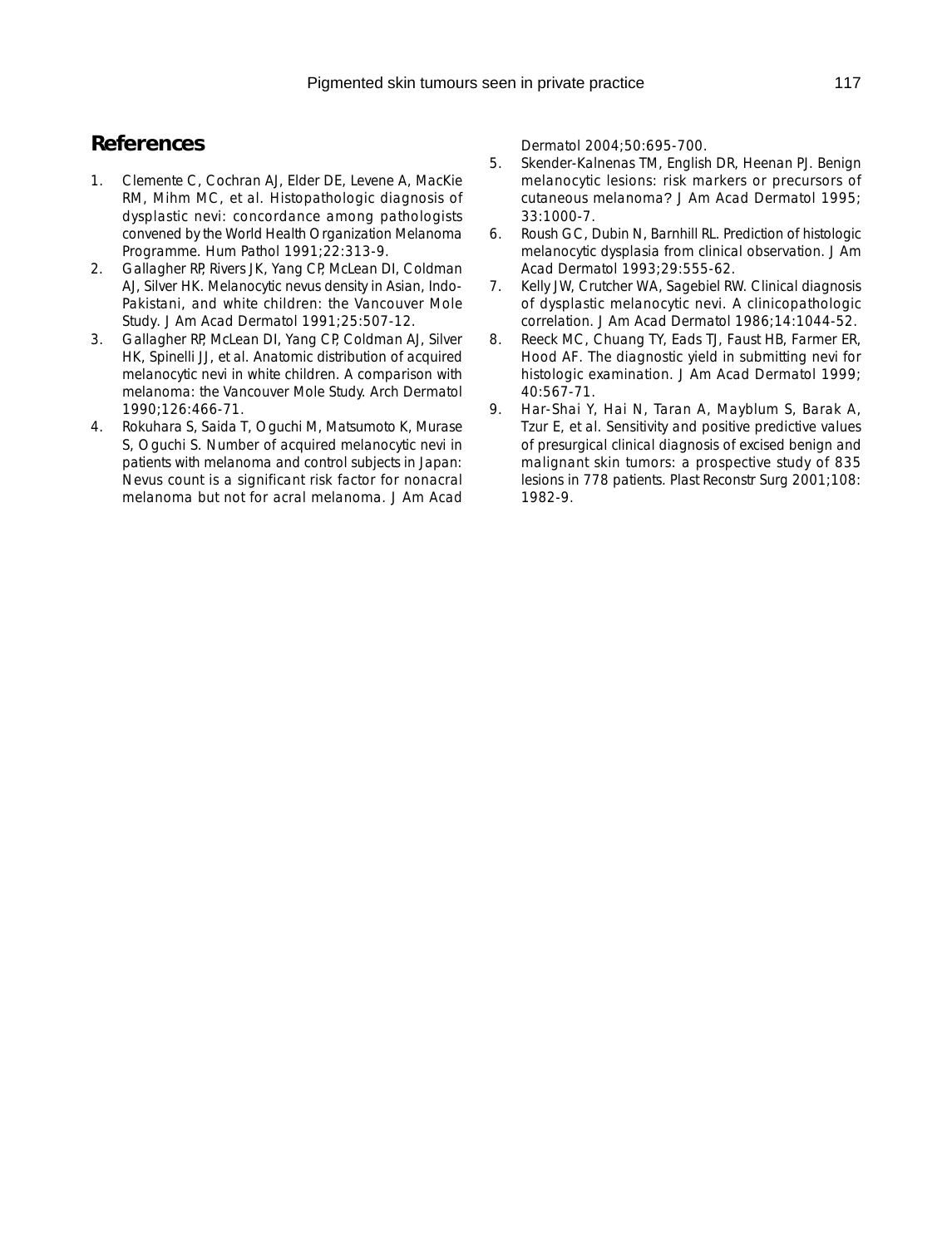## References

1. Clemente C, Cochran AJ, Elder DE, Levene A, MacKie RM, Mihm MC, et al. Histopathologic diagnosis of dysplastic nevi: concordance among pathologists convened by the World Health Organization Melanoma Programme. Hum Pathol 1991;22:313-9.
2. Gallagher RP, Rivers JK, Yang CP, McLean DI, Coldman AJ, Silver HK. Melanocytic nevus density in Asian, Indo-Pakistani, and white children: the Vancouver Mole Study. J Am Acad Dermatol 1991;25:507-12.
3. Gallagher RP, McLean DI, Yang CP, Coldman AJ, Silver HK, Spinelli JJ, et al. Anatomic distribution of acquired melanocytic nevi in white children. A comparison with melanoma: the Vancouver Mole Study. Arch Dermatol 1990;126:466-71.
4. Rokuhara S, Saida T, Oguchi M, Matsumoto K, Murase S, Oguchi S. Number of acquired melanocytic nevi in patients with melanoma and control subjects in Japan: Nevus count is a significant risk factor for nonacral melanoma but not for acral melanoma. J Am Acad Dermatol 2004;50:695-700.
5. Skender-Kalnenas TM, English DR, Heenan PJ. Benign melanocytic lesions: risk markers or precursors of cutaneous melanoma? J Am Acad Dermatol 1995; 33:1000-7.
6. Roush GC, Dubin N, Barnhill RL. Prediction of histologic melanocytic dysplasia from clinical observation. J Am Acad Dermatol 1993;29:555-62.
7. Kelly JW, Crutcher WA, Sagebiel RW. Clinical diagnosis of dysplastic melanocytic nevi. A clinicopathologic correlation. J Am Acad Dermatol 1986;14:1044-52.
8. Reeck MC, Chuang TY, Eads TJ, Faust HB, Farmer ER, Hood AF. The diagnostic yield in submitting nevi for histologic examination. J Am Acad Dermatol 1999; 40:567-71.
9. Har-Shai Y, Hai N, Taran A, Mayblum S, Barak A, Tzur E, et al. Sensitivity and positive predictive values of presurgical clinical diagnosis of excised benign and malignant skin tumors: a prospective study of 835 lesions in 778 patients. Plast Reconstr Surg 2001;108: 1982-9.